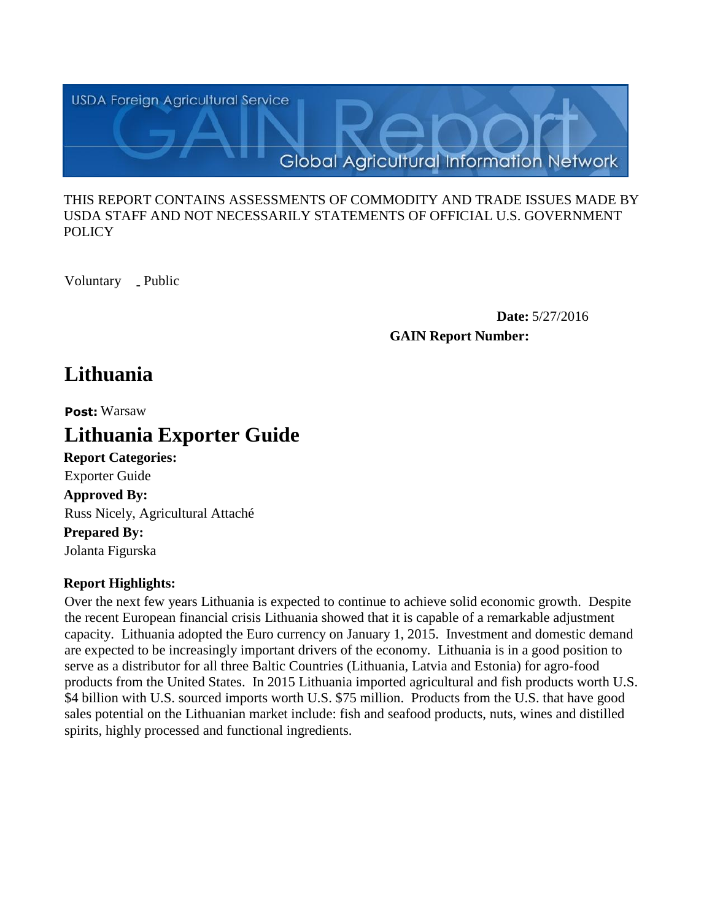USDA Foreign Agricultural Service

GAIN Report

Global Agricultural Information Network

THIS REPORT CONTAINS ASSESSMENTS OF COMMODITY AND TRADE ISSUES MADE BY USDA STAFF AND NOT NECESSARILY STATEMENTS OF OFFICIAL U.S. GOVERNMENT POLICY

Voluntary _ Public

**Date:** 5/27/2016

**GAIN Report Number:**

# Lithuania

**Post:** Warsaw

# Lithuania Exporter Guide

**Report Categories:**

Exporter Guide

**Approved By:**

Russ Nicely, Agricultural Attaché

**Prepared By:**

Jolanta Figurska

**Report Highlights:**

Over the next few years Lithuania is expected to continue to achieve solid economic growth. Despite the recent European financial crisis Lithuania showed that it is capable of a remarkable adjustment capacity. Lithuania adopted the Euro currency on January 1, 2015. Investment and domestic demand are expected to be increasingly important drivers of the economy. Lithuania is in a good position to serve as a distributor for all three Baltic Countries (Lithuania, Latvia and Estonia) for agro-food products from the United States. In 2015 Lithuania imported agricultural and fish products worth U.S. $4 billion with U.S. sourced imports worth U.S. $75 million. Products from the U.S. that have good sales potential on the Lithuanian market include: fish and seafood products, nuts, wines and distilled spirits, highly processed and functional ingredients.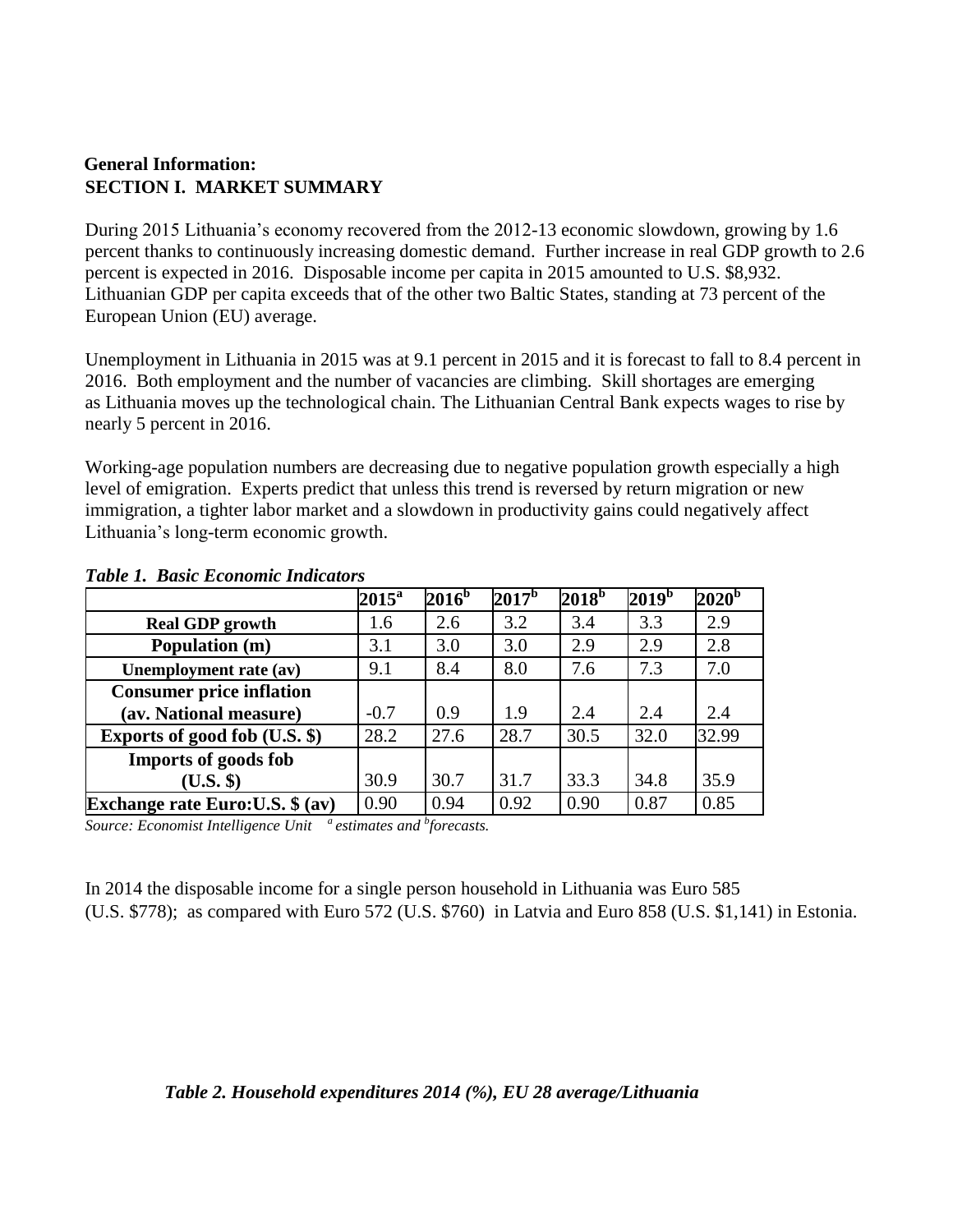**General Information:**
**SECTION I. MARKET SUMMARY**

During 2015 Lithuania's economy recovered from the 2012-13 economic slowdown, growing by 1.6 percent thanks to continuously increasing domestic demand. Further increase in real GDP growth to 2.6 percent is expected in 2016. Disposable income per capita in 2015 amounted to U.S. $8,932. Lithuanian GDP per capita exceeds that of the other two Baltic States, standing at 73 percent of the European Union (EU) average.

Unemployment in Lithuania in 2015 was at 9.1 percent in 2015 and it is forecast to fall to 8.4 percent in 2016. Both employment and the number of vacancies are climbing. Skill shortages are emerging as Lithuania moves up the technological chain. The Lithuanian Central Bank expects wages to rise by nearly 5 percent in 2016.

Working-age population numbers are decreasing due to negative population growth especially a high level of emigration. Experts predict that unless this trend is reversed by return migration or new immigration, a tighter labor market and a slowdown in productivity gains could negatively affect Lithuania's long-term economic growth.

***Table 1. Basic Economic Indicators***

| | 2015[a] | 2016[b] | 2017[b] | 2018[b] | 2019[b] | 2020[b] |
|---|---|---|---|---|---|---|
| **Real GDP growth** | 1.6 | 2.6 | 3.2 | 3.4 | 3.3 | 2.9 |
| **Population (m)** | 3.1 | 3.0 | 3.0 | 2.9 | 2.9 | 2.8 |
| **Unemployment rate (av)** | 9.1 | 8.4 | 8.0 | 7.6 | 7.3 | 7.0 |
| **Consumer price inflation (av. National measure)** | -0.7 | 0.9 | 1.9 | 2.4 | 2.4 | 2.4 |
| **Exports of good fob (U.S. $)** | 28.2 | 27.6 | 28.7 | 30.5 | 32.0 | 32.99 |
| **Imports of goods fob (U.S. $)** | 30.9 | 30.7 | 31.7 | 33.3 | 34.8 | 35.9 |
| **Exchange rate Euro:U.S. $ (av)** | 0.90 | 0.94 | 0.92 | 0.90 | 0.87 | 0.85 |

*Source: Economist Intelligence Unit [a] estimates and [b] forecasts.*

In 2014 the disposable income for a single person household in Lithuania was Euro 585 (U.S. $778); as compared with Euro 572 (U.S. $760) in Latvia and Euro 858 (U.S. $1,141) in Estonia.

***Table 2. Household expenditures 2014 (%), EU 28 average/Lithuania***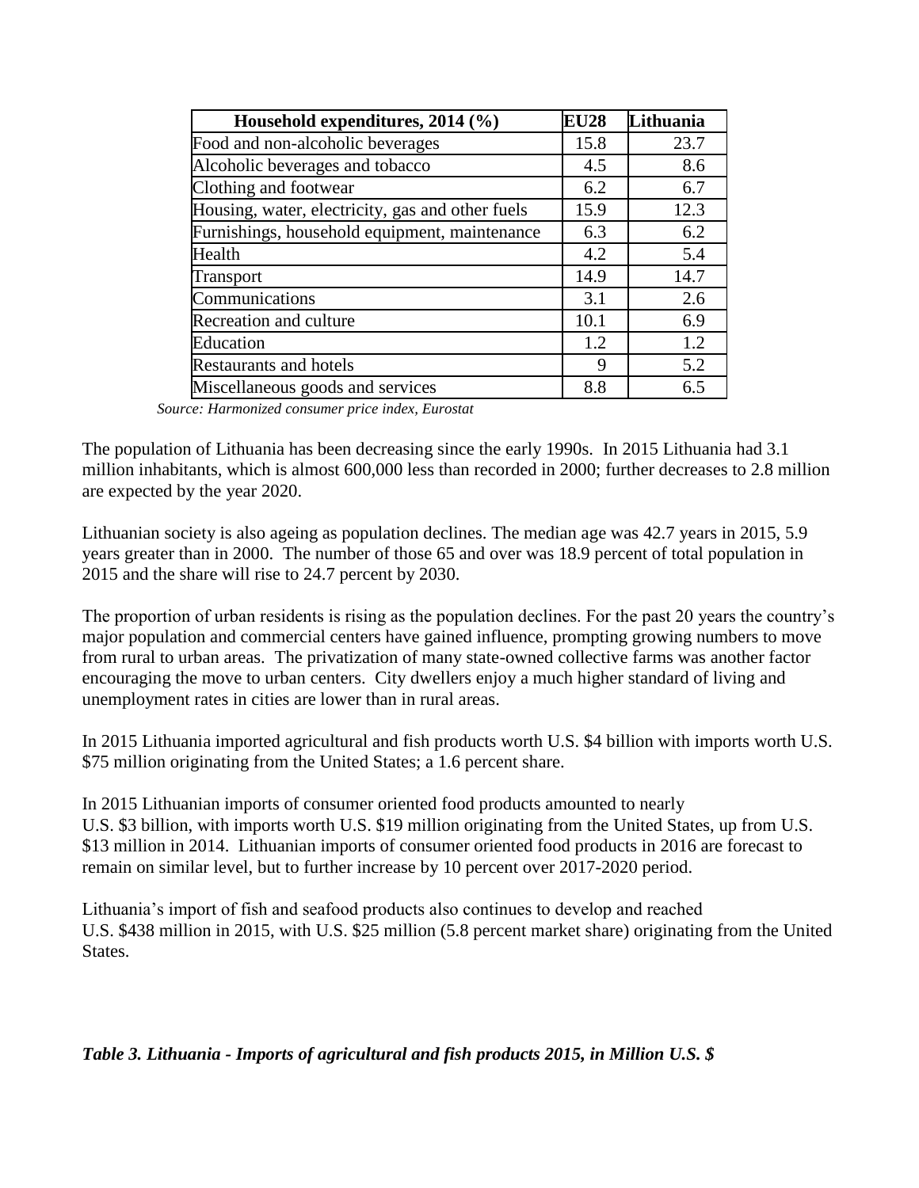| Household expenditures, 2014 (%) | EU28 | Lithuania |
|---|---|---|
| Food and non-alcoholic beverages | 15.8 | 23.7 |
| Alcoholic beverages and tobacco | 4.5 | 8.6 |
| Clothing and footwear | 6.2 | 6.7 |
| Housing, water, electricity, gas and other fuels | 15.9 | 12.3 |
| Furnishings, household equipment, maintenance | 6.3 | 6.2 |
| Health | 4.2 | 5.4 |
| Transport | 14.9 | 14.7 |
| Communications | 3.1 | 2.6 |
| Recreation and culture | 10.1 | 6.9 |
| Education | 1.2 | 1.2 |
| Restaurants and hotels | 9 | 5.2 |
| Miscellaneous goods and services | 8.8 | 6.5 |

*Source: Harmonized consumer price index, Eurostat*

The population of Lithuania has been decreasing since the early 1990s. In 2015 Lithuania had 3.1 million inhabitants, which is almost 600,000 less than recorded in 2000; further decreases to 2.8 million are expected by the year 2020.

Lithuanian society is also ageing as population declines. The median age was 42.7 years in 2015, 5.9 years greater than in 2000. The number of those 65 and over was 18.9 percent of total population in 2015 and the share will rise to 24.7 percent by 2030.

The proportion of urban residents is rising as the population declines. For the past 20 years the country's major population and commercial centers have gained influence, prompting growing numbers to move from rural to urban areas. The privatization of many state-owned collective farms was another factor encouraging the move to urban centers. City dwellers enjoy a much higher standard of living and unemployment rates in cities are lower than in rural areas.

In 2015 Lithuania imported agricultural and fish products worth U.S. $4 billion with imports worth U.S. $75 million originating from the United States; a 1.6 percent share.

In 2015 Lithuanian imports of consumer oriented food products amounted to nearly U.S. $3 billion, with imports worth U.S. $19 million originating from the United States, up from U.S. $13 million in 2014. Lithuanian imports of consumer oriented food products in 2016 are forecast to remain on similar level, but to further increase by 10 percent over 2017-2020 period.

Lithuania's import of fish and seafood products also continues to develop and reached U.S. $438 million in 2015, with U.S. $25 million (5.8 percent market share) originating from the United States.

***Table 3. Lithuania - Imports of agricultural and fish products 2015, in Million U.S. $***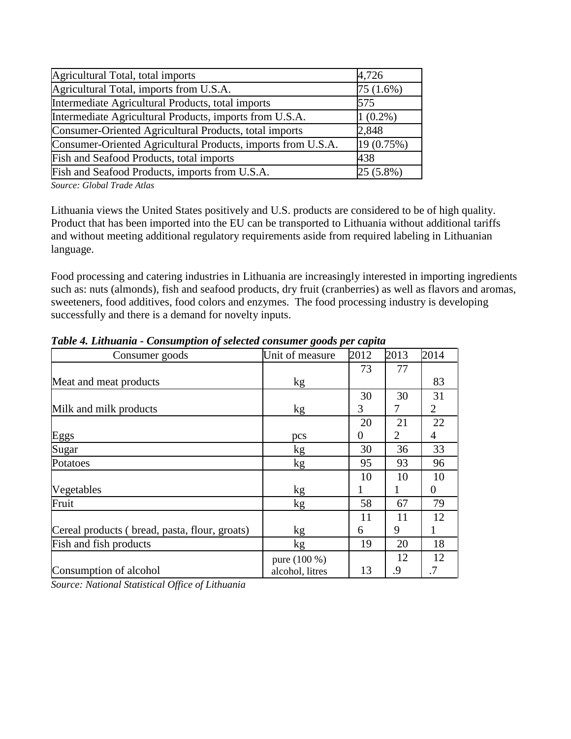| Agricultural Total, total imports | 4,726 |
|---|---|
| Agricultural Total, imports from U.S.A. | 75 (1.6%) |
| Intermediate Agricultural Products, total imports | 575 |
| Intermediate Agricultural Products, imports from U.S.A. | 1 (0.2%) |
| Consumer-Oriented Agricultural Products, total imports | 2,848 |
| Consumer-Oriented Agricultural Products, imports from U.S.A. | 19 (0.75%) |
| Fish and Seafood Products, total imports | 438 |
| Fish and Seafood Products, imports from U.S.A. | 25 (5.8%) |

*Source: Global Trade Atlas*

Lithuania views the United States positively and U.S. products are considered to be of high quality. Product that has been imported into the EU can be transported to Lithuania without additional tariffs and without meeting additional regulatory requirements aside from required labeling in Lithuanian language.

Food processing and catering industries in Lithuania are increasingly interested in importing ingredients such as: nuts (almonds), fish and seafood products, dry fruit (cranberries) as well as flavors and aromas, sweeteners, food additives, food colors and enzymes. The food processing industry is developing successfully and there is a demand for novelty inputs.

***Table 4. Lithuania - Consumption of selected consumer goods per capita***

| Consumer goods | Unit of measure | 2012 | 2013 | 2014 |
|---|---|---|---|---|
| Meat and meat products | kg | 73 | 77 | 83 |
| Milk and milk products | kg | 303 | 307 | 312 |
| Eggs | pcs | 200 | 212 | 224 |
| Sugar | kg | 30 | 36 | 33 |
| Potatoes | kg | 95 | 93 | 96 |
| Vegetables | kg | 101 | 101 | 100 |
| Fruit | kg | 58 | 67 | 79 |
| Cereal products ( bread, pasta, flour, groats) | kg | 116 | 119 | 121 |
| Fish and fish products | kg | 19 | 20 | 18 |
| Consumption of alcohol | pure (100 %) alcohol, litres | 13 | 12.9 | 12.7 |

*Source: National Statistical Office of Lithuania*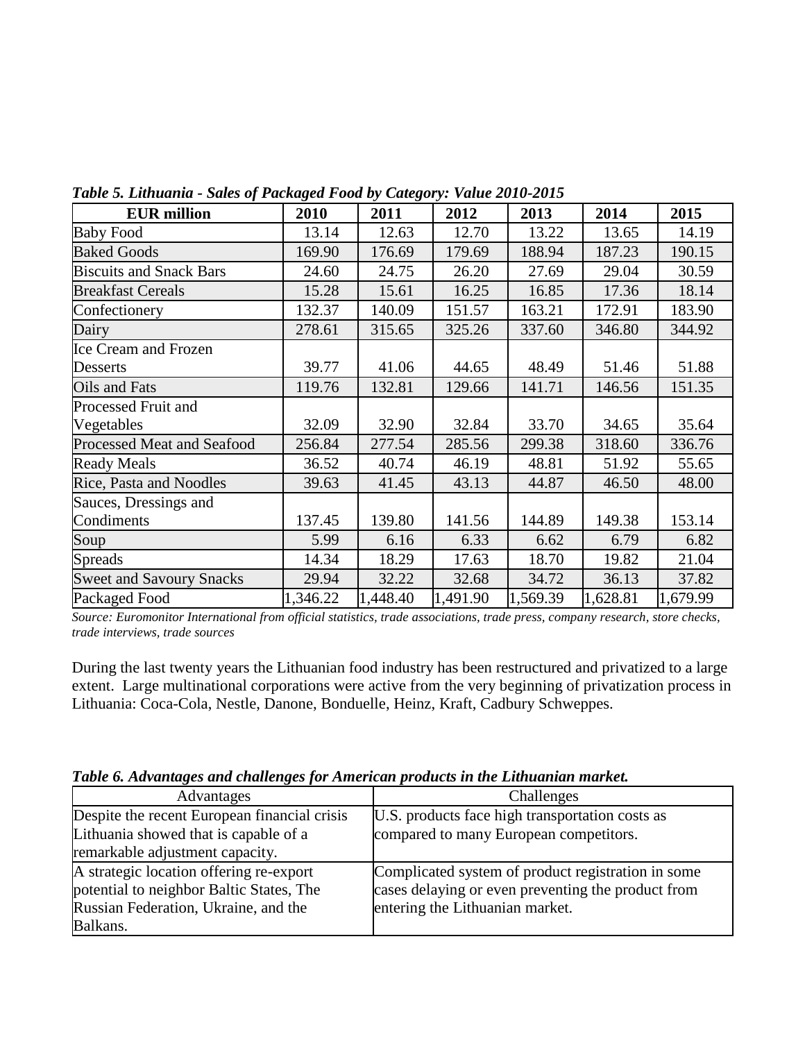*Table 5. Lithuania - Sales of Packaged Food by Category: Value 2010-2015*

| EUR million | 2010 | 2011 | 2012 | 2013 | 2014 | 2015 |
|---|---|---|---|---|---|---|
| Baby Food | 13.14 | 12.63 | 12.70 | 13.22 | 13.65 | 14.19 |
| Baked Goods | 169.90 | 176.69 | 179.69 | 188.94 | 187.23 | 190.15 |
| Biscuits and Snack Bars | 24.60 | 24.75 | 26.20 | 27.69 | 29.04 | 30.59 |
| Breakfast Cereals | 15.28 | 15.61 | 16.25 | 16.85 | 17.36 | 18.14 |
| Confectionery | 132.37 | 140.09 | 151.57 | 163.21 | 172.91 | 183.90 |
| Dairy | 278.61 | 315.65 | 325.26 | 337.60 | 346.80 | 344.92 |
| Ice Cream and Frozen Desserts | 39.77 | 41.06 | 44.65 | 48.49 | 51.46 | 51.88 |
| Oils and Fats | 119.76 | 132.81 | 129.66 | 141.71 | 146.56 | 151.35 |
| Processed Fruit and Vegetables | 32.09 | 32.90 | 32.84 | 33.70 | 34.65 | 35.64 |
| Processed Meat and Seafood | 256.84 | 277.54 | 285.56 | 299.38 | 318.60 | 336.76 |
| Ready Meals | 36.52 | 40.74 | 46.19 | 48.81 | 51.92 | 55.65 |
| Rice, Pasta and Noodles | 39.63 | 41.45 | 43.13 | 44.87 | 46.50 | 48.00 |
| Sauces, Dressings and Condiments | 137.45 | 139.80 | 141.56 | 144.89 | 149.38 | 153.14 |
| Soup | 5.99 | 6.16 | 6.33 | 6.62 | 6.79 | 6.82 |
| Spreads | 14.34 | 18.29 | 17.63 | 18.70 | 19.82 | 21.04 |
| Sweet and Savoury Snacks | 29.94 | 32.22 | 32.68 | 34.72 | 36.13 | 37.82 |
| Packaged Food | 1,346.22 | 1,448.40 | 1,491.90 | 1,569.39 | 1,628.81 | 1,679.99 |

*Source: Euromonitor International from official statistics, trade associations, trade press, company research, store checks, trade interviews, trade sources*

During the last twenty years the Lithuanian food industry has been restructured and privatized to a large extent. Large multinational corporations were active from the very beginning of privatization process in Lithuania: Coca-Cola, Nestle, Danone, Bonduelle, Heinz, Kraft, Cadbury Schweppes.

***Table 6. Advantages and challenges for American products in the Lithuanian market.***

| Advantages | Challenges |
|---|---|
| Despite the recent European financial crisis Lithuania showed that is capable of a remarkable adjustment capacity. | U.S. products face high transportation costs as compared to many European competitors. |
| A strategic location offering re-export potential to neighbor Baltic States, The Russian Federation, Ukraine, and the Balkans. | Complicated system of product registration in some cases delaying or even preventing the product from entering the Lithuanian market. |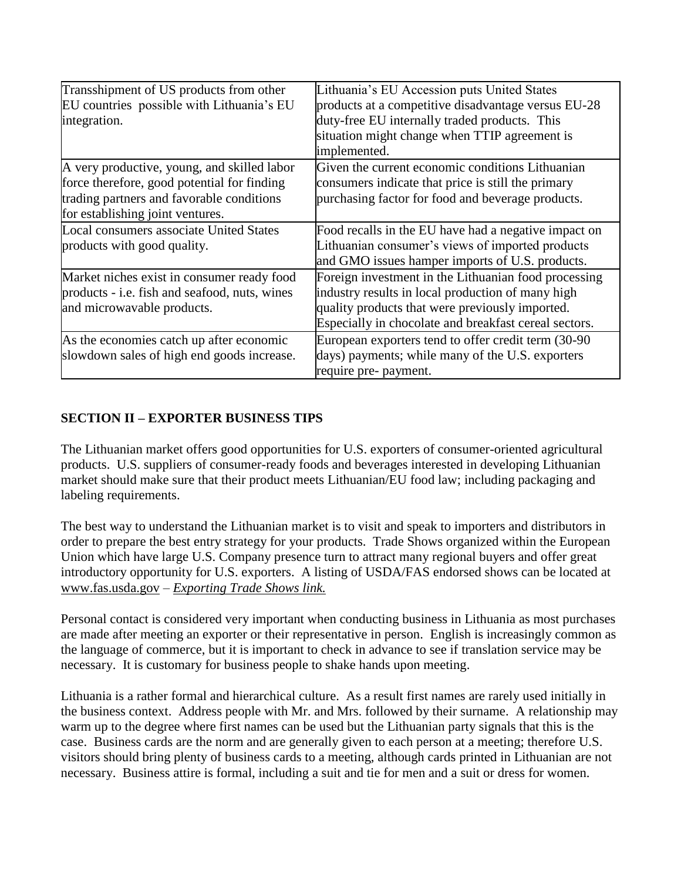| | |
|---|---|
| Transshipment of US products from other EU countries possible with Lithuania's EU integration. | Lithuania's EU Accession puts United States products at a competitive disadvantage versus EU-28 duty-free EU internally traded products. This situation might change when TTIP agreement is implemented. |
| A very productive, young, and skilled labor force therefore, good potential for finding trading partners and favorable conditions for establishing joint ventures. | Given the current economic conditions Lithuanian consumers indicate that price is still the primary purchasing factor for food and beverage products. |
| Local consumers associate United States products with good quality. | Food recalls in the EU have had a negative impact on Lithuanian consumer's views of imported products and GMO issues hamper imports of U.S. products. |
| Market niches exist in consumer ready food products - i.e. fish and seafood, nuts, wines and microwavable products. | Foreign investment in the Lithuanian food processing industry results in local production of many high quality products that were previously imported. Especially in chocolate and breakfast cereal sectors. |
| As the economies catch up after economic slowdown sales of high end goods increase. | European exporters tend to offer credit term (30-90 days) payments; while many of the U.S. exporters require pre- payment. |

## SECTION II – EXPORTER BUSINESS TIPS

The Lithuanian market offers good opportunities for U.S. exporters of consumer-oriented agricultural products. U.S. suppliers of consumer-ready foods and beverages interested in developing Lithuanian market should make sure that their product meets Lithuanian/EU food law; including packaging and labeling requirements.

The best way to understand the Lithuanian market is to visit and speak to importers and distributors in order to prepare the best entry strategy for your products. Trade Shows organized within the European Union which have large U.S. Company presence turn to attract many regional buyers and offer great introductory opportunity for U.S. exporters. A listing of USDA/FAS endorsed shows can be located at www.fas.usda.gov – *Exporting Trade Shows link.*

Personal contact is considered very important when conducting business in Lithuania as most purchases are made after meeting an exporter or their representative in person. English is increasingly common as the language of commerce, but it is important to check in advance to see if translation service may be necessary. It is customary for business people to shake hands upon meeting.

Lithuania is a rather formal and hierarchical culture. As a result first names are rarely used initially in the business context. Address people with Mr. and Mrs. followed by their surname. A relationship may warm up to the degree where first names can be used but the Lithuanian party signals that this is the case. Business cards are the norm and are generally given to each person at a meeting; therefore U.S. visitors should bring plenty of business cards to a meeting, although cards printed in Lithuanian are not necessary. Business attire is formal, including a suit and tie for men and a suit or dress for women.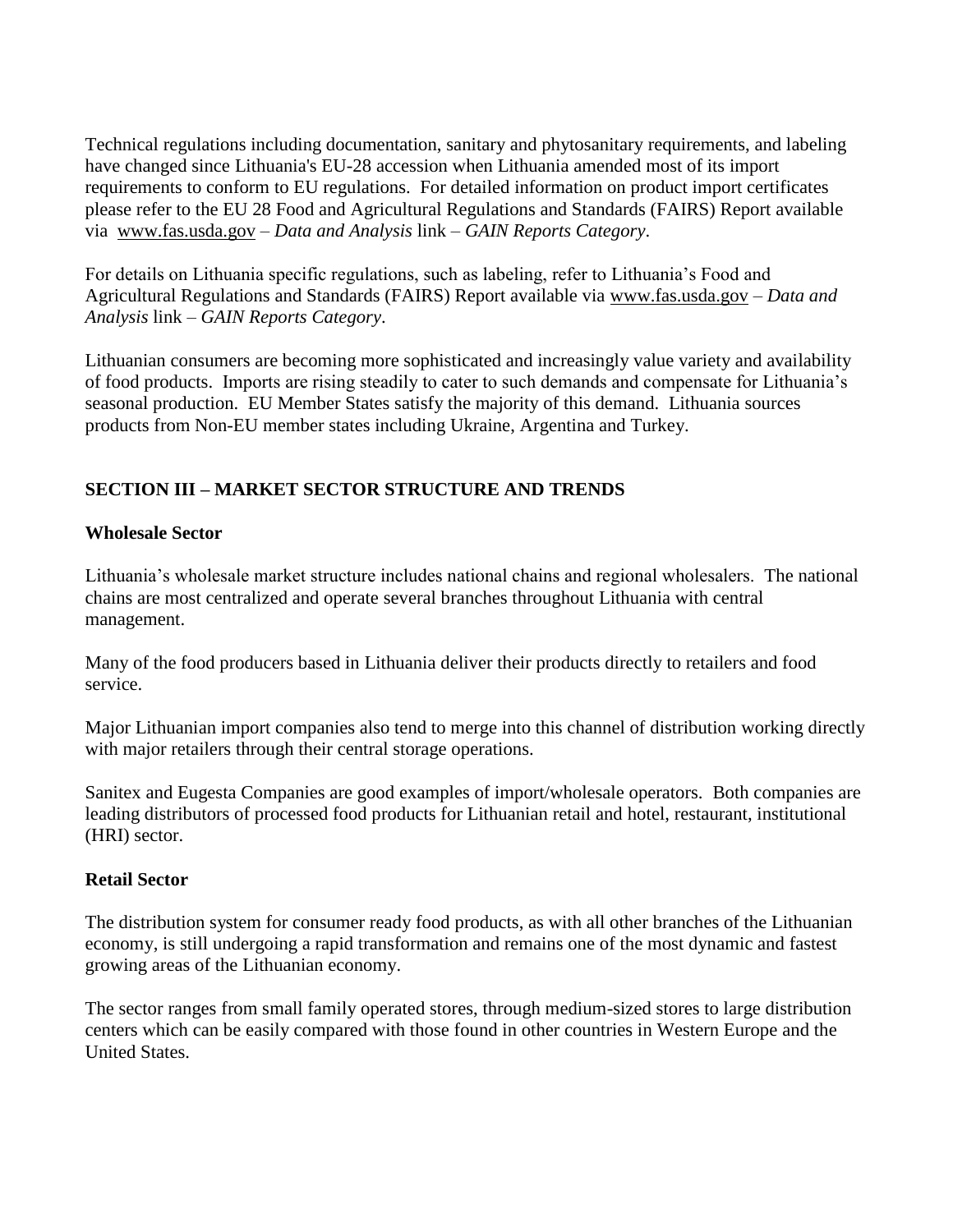Technical regulations including documentation, sanitary and phytosanitary requirements, and labeling have changed since Lithuania's EU-28 accession when Lithuania amended most of its import requirements to conform to EU regulations. For detailed information on product import certificates please refer to the EU 28 Food and Agricultural Regulations and Standards (FAIRS) Report available via www.fas.usda.gov – *Data and Analysis* link – *GAIN Reports Category*.

For details on Lithuania specific regulations, such as labeling, refer to Lithuania's Food and Agricultural Regulations and Standards (FAIRS) Report available via www.fas.usda.gov – *Data and Analysis* link – *GAIN Reports Category*.

Lithuanian consumers are becoming more sophisticated and increasingly value variety and availability of food products. Imports are rising steadily to cater to such demands and compensate for Lithuania's seasonal production. EU Member States satisfy the majority of this demand. Lithuania sources products from Non-EU member states including Ukraine, Argentina and Turkey.

## SECTION III – MARKET SECTOR STRUCTURE AND TRENDS

### Wholesale Sector

Lithuania's wholesale market structure includes national chains and regional wholesalers. The national chains are most centralized and operate several branches throughout Lithuania with central management.

Many of the food producers based in Lithuania deliver their products directly to retailers and food service.

Major Lithuanian import companies also tend to merge into this channel of distribution working directly with major retailers through their central storage operations.

Sanitex and Eugesta Companies are good examples of import/wholesale operators. Both companies are leading distributors of processed food products for Lithuanian retail and hotel, restaurant, institutional (HRI) sector.

### Retail Sector

The distribution system for consumer ready food products, as with all other branches of the Lithuanian economy, is still undergoing a rapid transformation and remains one of the most dynamic and fastest growing areas of the Lithuanian economy.

The sector ranges from small family operated stores, through medium-sized stores to large distribution centers which can be easily compared with those found in other countries in Western Europe and the United States.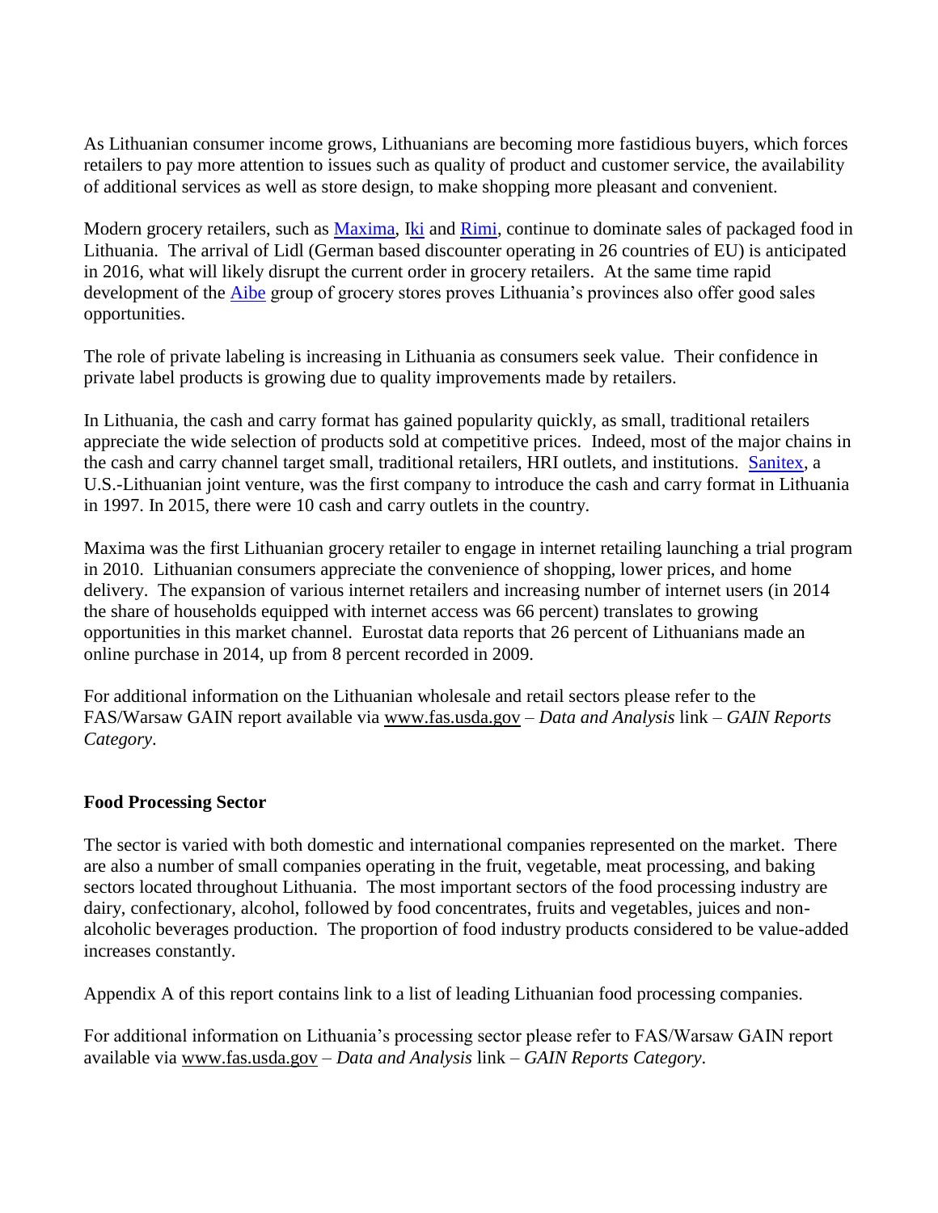As Lithuanian consumer income grows, Lithuanians are becoming more fastidious buyers, which forces retailers to pay more attention to issues such as quality of product and customer service, the availability of additional services as well as store design, to make shopping more pleasant and convenient.

Modern grocery retailers, such as Maxima, Iki and Rimi, continue to dominate sales of packaged food in Lithuania. The arrival of Lidl (German based discounter operating in 26 countries of EU) is anticipated in 2016, what will likely disrupt the current order in grocery retailers. At the same time rapid development of the Aibe group of grocery stores proves Lithuania's provinces also offer good sales opportunities.

The role of private labeling is increasing in Lithuania as consumers seek value. Their confidence in private label products is growing due to quality improvements made by retailers.

In Lithuania, the cash and carry format has gained popularity quickly, as small, traditional retailers appreciate the wide selection of products sold at competitive prices. Indeed, most of the major chains in the cash and carry channel target small, traditional retailers, HRI outlets, and institutions. Sanitex, a U.S.-Lithuanian joint venture, was the first company to introduce the cash and carry format in Lithuania in 1997. In 2015, there were 10 cash and carry outlets in the country.

Maxima was the first Lithuanian grocery retailer to engage in internet retailing launching a trial program in 2010. Lithuanian consumers appreciate the convenience of shopping, lower prices, and home delivery. The expansion of various internet retailers and increasing number of internet users (in 2014 the share of households equipped with internet access was 66 percent) translates to growing opportunities in this market channel. Eurostat data reports that 26 percent of Lithuanians made an online purchase in 2014, up from 8 percent recorded in 2009.

For additional information on the Lithuanian wholesale and retail sectors please refer to the FAS/Warsaw GAIN report available via www.fas.usda.gov – *Data and Analysis* link – *GAIN Reports Category*.

**Food Processing Sector**

The sector is varied with both domestic and international companies represented on the market. There are also a number of small companies operating in the fruit, vegetable, meat processing, and baking sectors located throughout Lithuania. The most important sectors of the food processing industry are dairy, confectionary, alcohol, followed by food concentrates, fruits and vegetables, juices and non-alcoholic beverages production. The proportion of food industry products considered to be value-added increases constantly.

Appendix A of this report contains link to a list of leading Lithuanian food processing companies.

For additional information on Lithuania's processing sector please refer to FAS/Warsaw GAIN report available via www.fas.usda.gov – *Data and Analysis* link – *GAIN Reports Category*.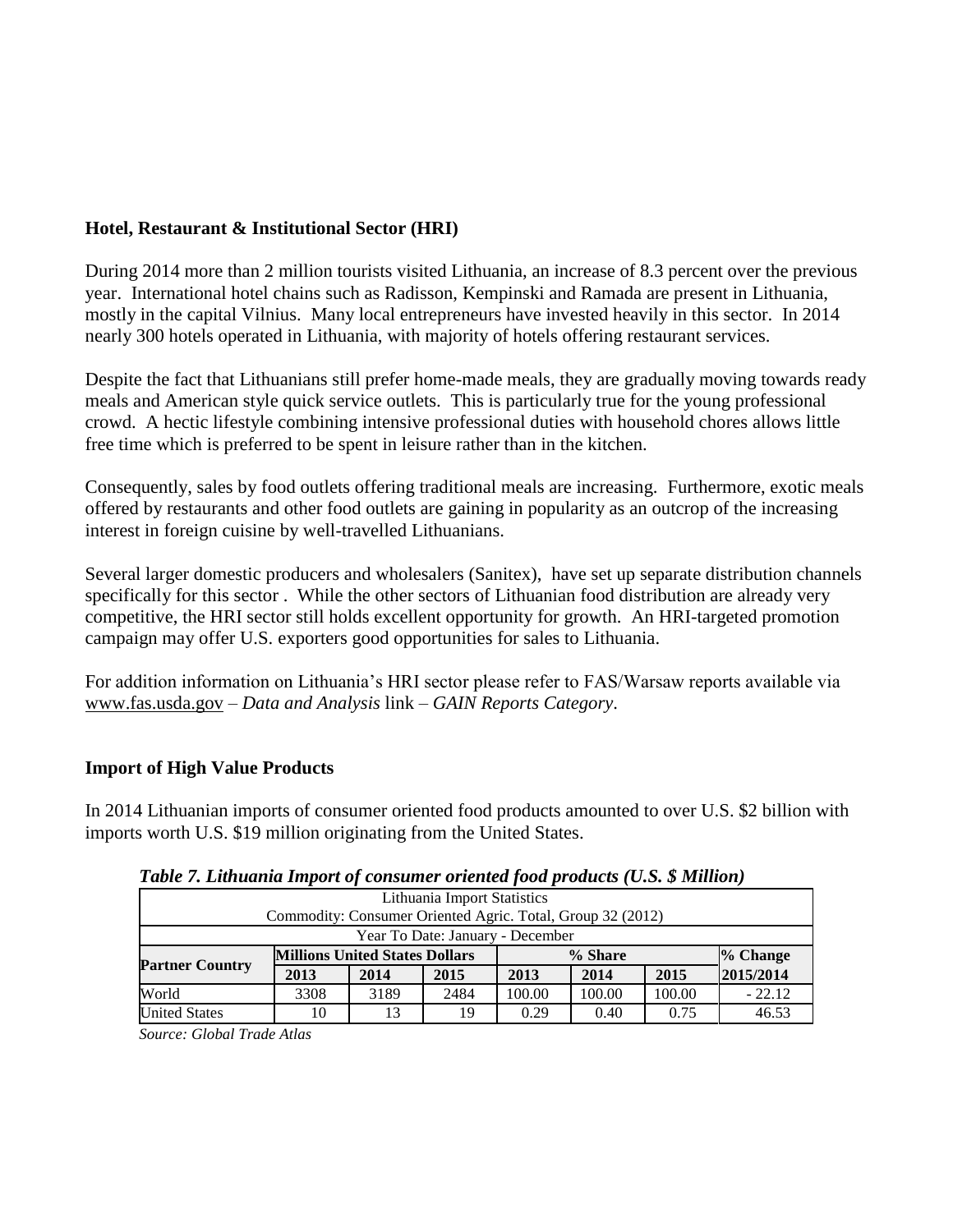**Hotel, Restaurant & Institutional Sector (HRI)**

During 2014 more than 2 million tourists visited Lithuania, an increase of 8.3 percent over the previous year. International hotel chains such as Radisson, Kempinski and Ramada are present in Lithuania, mostly in the capital Vilnius. Many local entrepreneurs have invested heavily in this sector. In 2014 nearly 300 hotels operated in Lithuania, with majority of hotels offering restaurant services.

Despite the fact that Lithuanians still prefer home-made meals, they are gradually moving towards ready meals and American style quick service outlets. This is particularly true for the young professional crowd. A hectic lifestyle combining intensive professional duties with household chores allows little free time which is preferred to be spent in leisure rather than in the kitchen.

Consequently, sales by food outlets offering traditional meals are increasing. Furthermore, exotic meals offered by restaurants and other food outlets are gaining in popularity as an outcrop of the increasing interest in foreign cuisine by well-travelled Lithuanians.

Several larger domestic producers and wholesalers (Sanitex), have set up separate distribution channels specifically for this sector . While the other sectors of Lithuanian food distribution are already very competitive, the HRI sector still holds excellent opportunity for growth. An HRI-targeted promotion campaign may offer U.S. exporters good opportunities for sales to Lithuania.

For addition information on Lithuania's HRI sector please refer to FAS/Warsaw reports available via www.fas.usda.gov – *Data and Analysis* link – *GAIN Reports Category*.

**Import of High Value Products**

In 2014 Lithuanian imports of consumer oriented food products amounted to over U.S. $2 billion with imports worth U.S. $19 million originating from the United States.

*Table 7. Lithuania Import of consumer oriented food products (U.S. $ Million)*

| Lithuania Import Statistics<br>Commodity: Consumer Oriented Agric. Total, Group 32 (2012)<br>Year To Date: January - December | | | | | | | |
|---|---|---|---|---|---|---|---|
| **Partner Country** | **Millions United States Dollars** | | | **% Share** | | | **% Change** |
| | **2013** | **2014** | **2015** | **2013** | **2014** | **2015** | **2015/2014** |
| World | 3308 | 3189 | 2484 | 100.00 | 100.00 | 100.00 | - 22.12 |
| United States | 10 | 13 | 19 | 0.29 | 0.40 | 0.75 | 46.53 |

*Source: Global Trade Atlas*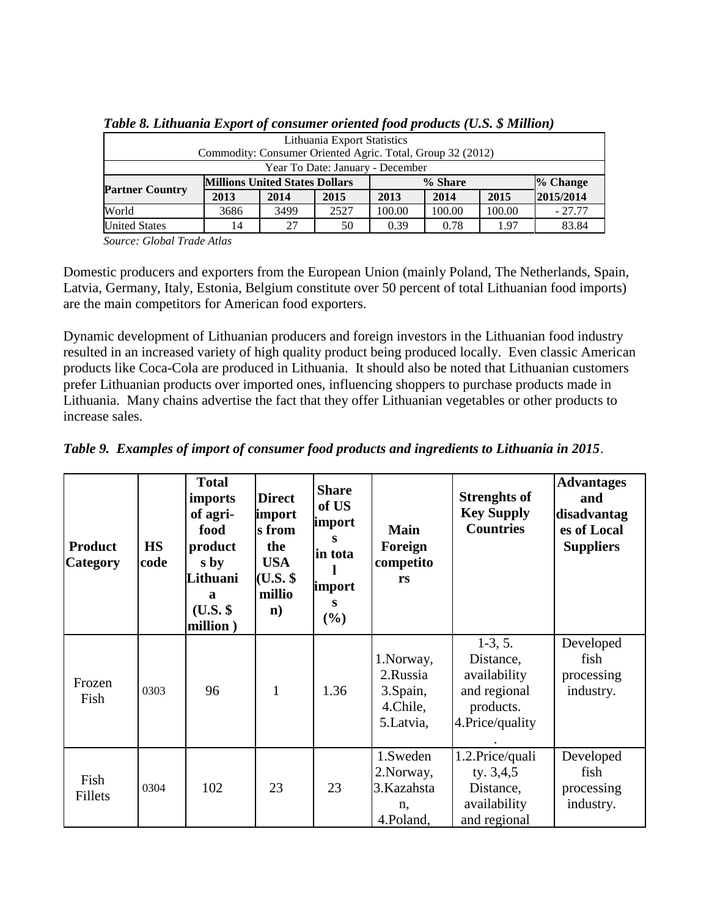*Table 8. Lithuania Export of consumer oriented food products (U.S. $ Million)*

| Lithuania Export Statistics<br>Commodity: Consumer Oriented Agric. Total, Group 32 (2012) | | | | | | | |
|---|---|---|---|---|---|---|---|
| Year To Date: January - December | | | | | | | |
| **Partner Country** | **Millions United States Dollars** | | | **% Share** | | | **% Change** |
| | **2013** | **2014** | **2015** | **2013** | **2014** | **2015** | **2015/2014** |
| World | 3686 | 3499 | 2527 | 100.00 | 100.00 | 100.00 | - 27.77 |
| United States | 14 | 27 | 50 | 0.39 | 0.78 | 1.97 | 83.84 |

*Source: Global Trade Atlas*

Domestic producers and exporters from the European Union (mainly Poland, The Netherlands, Spain, Latvia, Germany, Italy, Estonia, Belgium constitute over 50 percent of total Lithuanian food imports) are the main competitors for American food exporters.

Dynamic development of Lithuanian producers and foreign investors in the Lithuanian food industry resulted in an increased variety of high quality product being produced locally. Even classic American products like Coca-Cola are produced in Lithuania. It should also be noted that Lithuanian customers prefer Lithuanian products over imported ones, influencing shoppers to purchase products made in Lithuania. Many chains advertise the fact that they offer Lithuanian vegetables or other products to increase sales.

***Table 9. Examples of import of consumer food products and ingredients to Lithuania in 2015***.

| **Product Category** | **HS code** | **Total imports of agri-food products by Lithuania (U.S. $ million )** | **Direct imports from the USA (U.S. $ million)** | **Share of US imports in total imports (%)** | **Main Foreign competitors** | **Strenghts of Key Supply Countries** | **Advantages and disadvantages of Local Suppliers** |
|---|---|---|---|---|---|---|---|
| Frozen Fish | 0303 | 96 | 1 | 1.36 | 1.Norway, 2.Russia 3.Spain, 4.Chile, 5.Latvia, | 1-3, 5. Distance, availability and regional products. 4.Price/quality. | Developed fish processing industry. |
| Fish Fillets | 0304 | 102 | 23 | 23 | 1.Sweden 2.Norway, 3.Kazahstan, 4.Poland, | 1.2.Price/quality. 3,4,5 Distance, availability and regional | Developed fish processing industry. |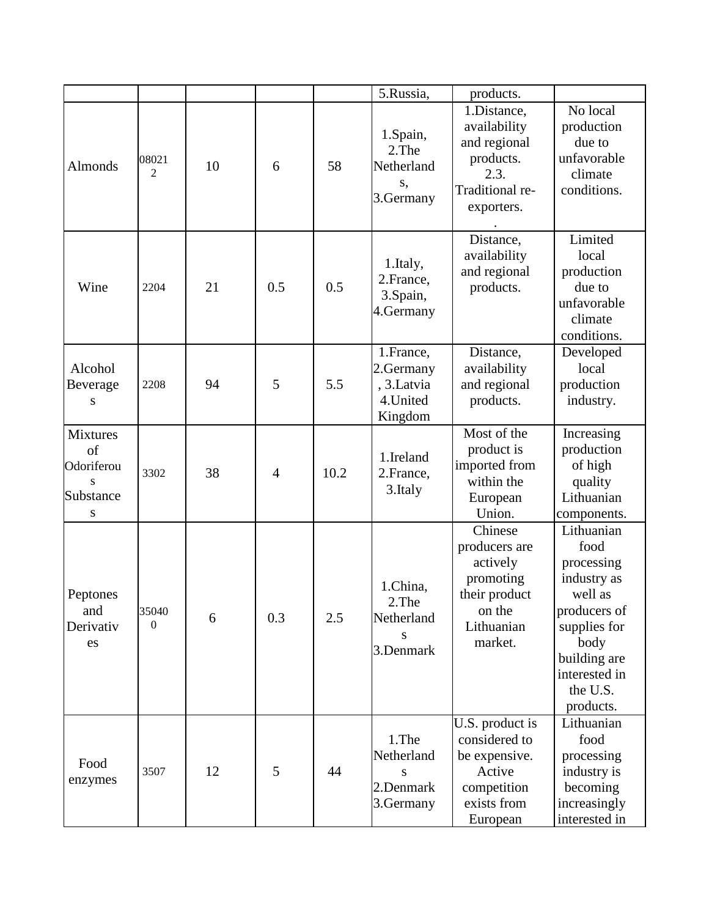| | | | | | 5.Russia, | products. | |
|---|---|---|---|---|---|---|---|
| Almonds | 080212 | 10 | 6 | 58 | 1.Spain, 2.The Netherlands, 3.Germany | 1.Distance, availability and regional products. 2.3. Traditional re-exporters. . | No local production due to unfavorable climate conditions. |
| Wine | 2204 | 21 | 0.5 | 0.5 | 1.Italy, 2.France, 3.Spain, 4.Germany | Distance, availability and regional products. | Limited local production due to unfavorable climate conditions. |
| Alcohol Beverages | 2208 | 94 | 5 | 5.5 | 1.France, 2.Germany, 3.Latvia 4.United Kingdom | Distance, availability and regional products. | Developed local production industry. |
| Mixtures of Odoriferous Substances | 3302 | 38 | 4 | 10.2 | 1.Ireland 2.France, 3.Italy | Most of the product is imported from within the European Union. | Increasing production of high quality Lithuanian components. |
| Peptones and Derivatives | 350400 | 6 | 0.3 | 2.5 | 1.China, 2.The Netherlands 3.Denmark | Chinese producers are actively promoting their product on the Lithuanian market. | Lithuanian food processing industry as well as producers of supplies for body building are interested in the U.S. products. |
| Food enzymes | 3507 | 12 | 5 | 44 | 1.The Netherlands 2.Denmark 3.Germany | U.S. product is considered to be expensive. Active competition exists from European | Lithuanian food processing industry is becoming increasingly interested in |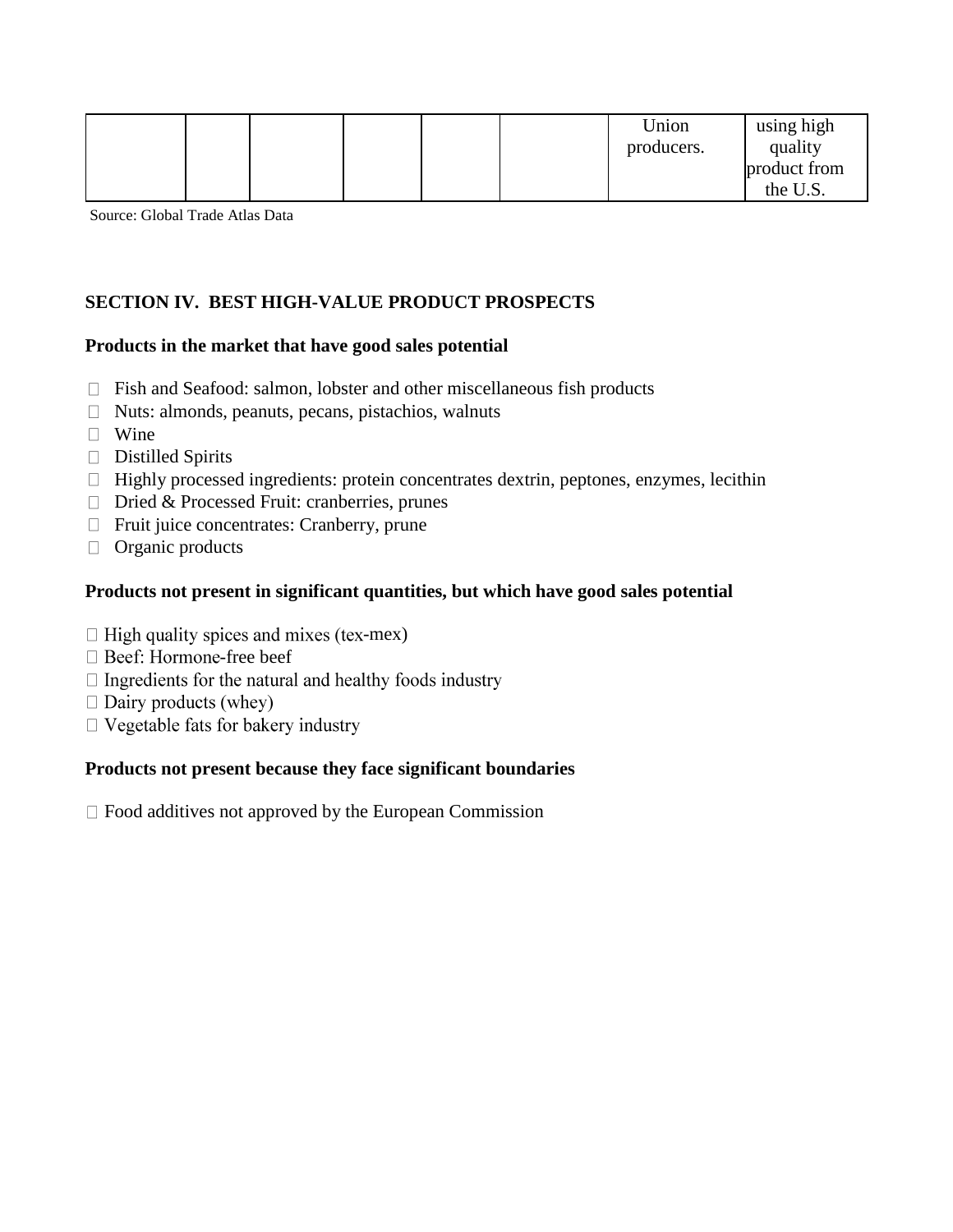| | | | | | | | |
|---|---|---|---|---|---|---|---|
| | | | | | | Union producers. | using high quality product from the U.S. |

Source: Global Trade Atlas Data

## SECTION IV. BEST HIGH-VALUE PRODUCT PROSPECTS

### Products in the market that have good sales potential

- Fish and Seafood: salmon, lobster and other miscellaneous fish products
- Nuts: almonds, peanuts, pecans, pistachios, walnuts
- Wine
- Distilled Spirits
- Highly processed ingredients: protein concentrates dextrin, peptones, enzymes, lecithin
- Dried & Processed Fruit: cranberries, prunes
- Fruit juice concentrates: Cranberry, prune
- Organic products

### Products not present in significant quantities, but which have good sales potential

- High quality spices and mixes (tex-mex)
- Beef: Hormone-free beef
- Ingredients for the natural and healthy foods industry
- Dairy products (whey)
- Vegetable fats for bakery industry

### Products not present because they face significant boundaries

- Food additives not approved by the European Commission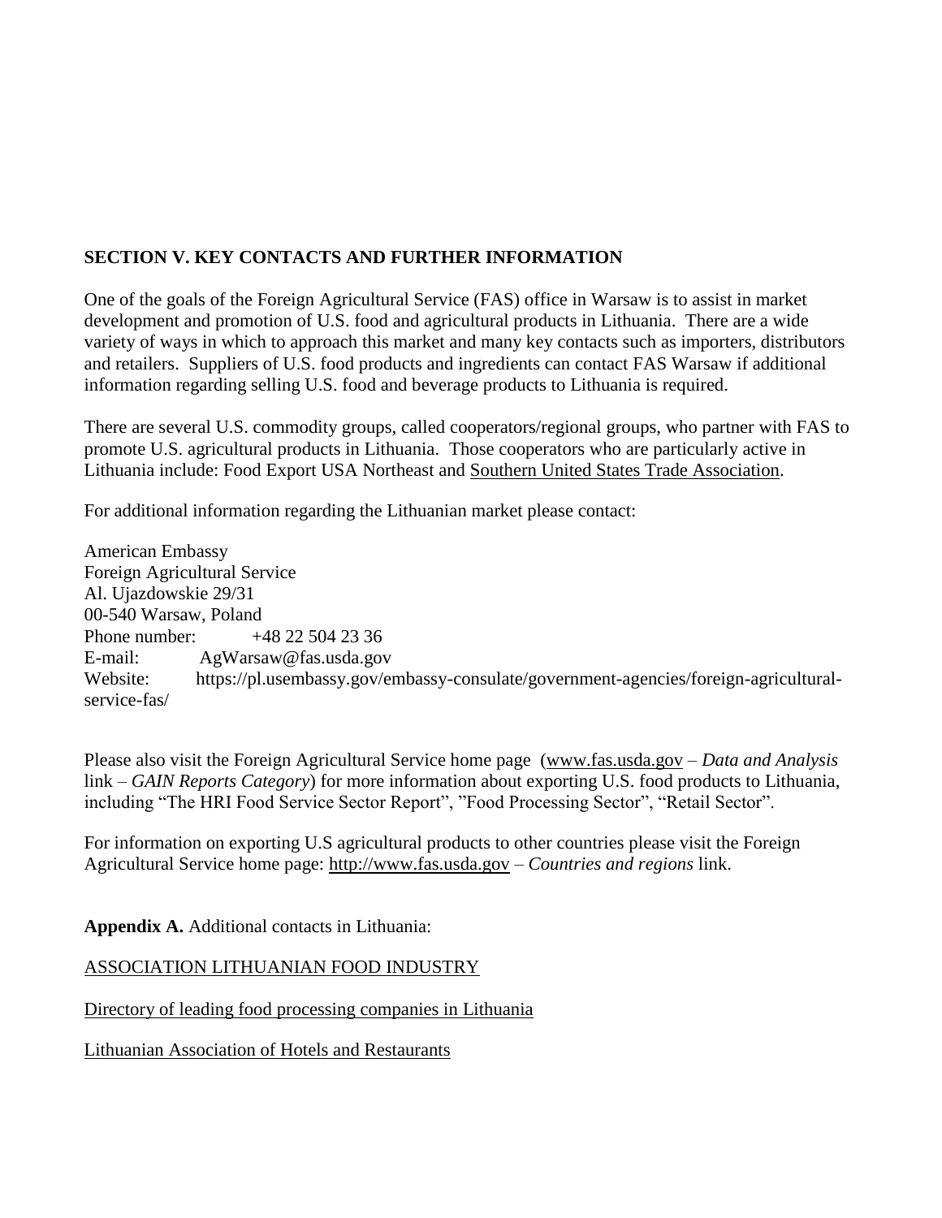## SECTION V. KEY CONTACTS AND FURTHER INFORMATION

One of the goals of the Foreign Agricultural Service (FAS) office in Warsaw is to assist in market development and promotion of U.S. food and agricultural products in Lithuania. There are a wide variety of ways in which to approach this market and many key contacts such as importers, distributors and retailers. Suppliers of U.S. food products and ingredients can contact FAS Warsaw if additional information regarding selling U.S. food and beverage products to Lithuania is required.

There are several U.S. commodity groups, called cooperators/regional groups, who partner with FAS to promote U.S. agricultural products in Lithuania. Those cooperators who are particularly active in Lithuania include: Food Export USA Northeast and Southern United States Trade Association.

For additional information regarding the Lithuanian market please contact:

American Embassy
Foreign Agricultural Service
Al. Ujazdowskie 29/31
00-540 Warsaw, Poland
Phone number: +48 22 504 23 36
E-mail: AgWarsaw@fas.usda.gov
Website: https://pl.usembassy.gov/embassy-consulate/government-agencies/foreign-agricultural-service-fas/

Please also visit the Foreign Agricultural Service home page (www.fas.usda.gov – *Data and Analysis* link – *GAIN Reports Category*) for more information about exporting U.S. food products to Lithuania, including "The HRI Food Service Sector Report", "Food Processing Sector", "Retail Sector".

For information on exporting U.S agricultural products to other countries please visit the Foreign Agricultural Service home page: http://www.fas.usda.gov – *Countries and regions* link.

**Appendix A.** Additional contacts in Lithuania:

ASSOCIATION LITHUANIAN FOOD INDUSTRY

Directory of leading food processing companies in Lithuania

Lithuanian Association of Hotels and Restaurants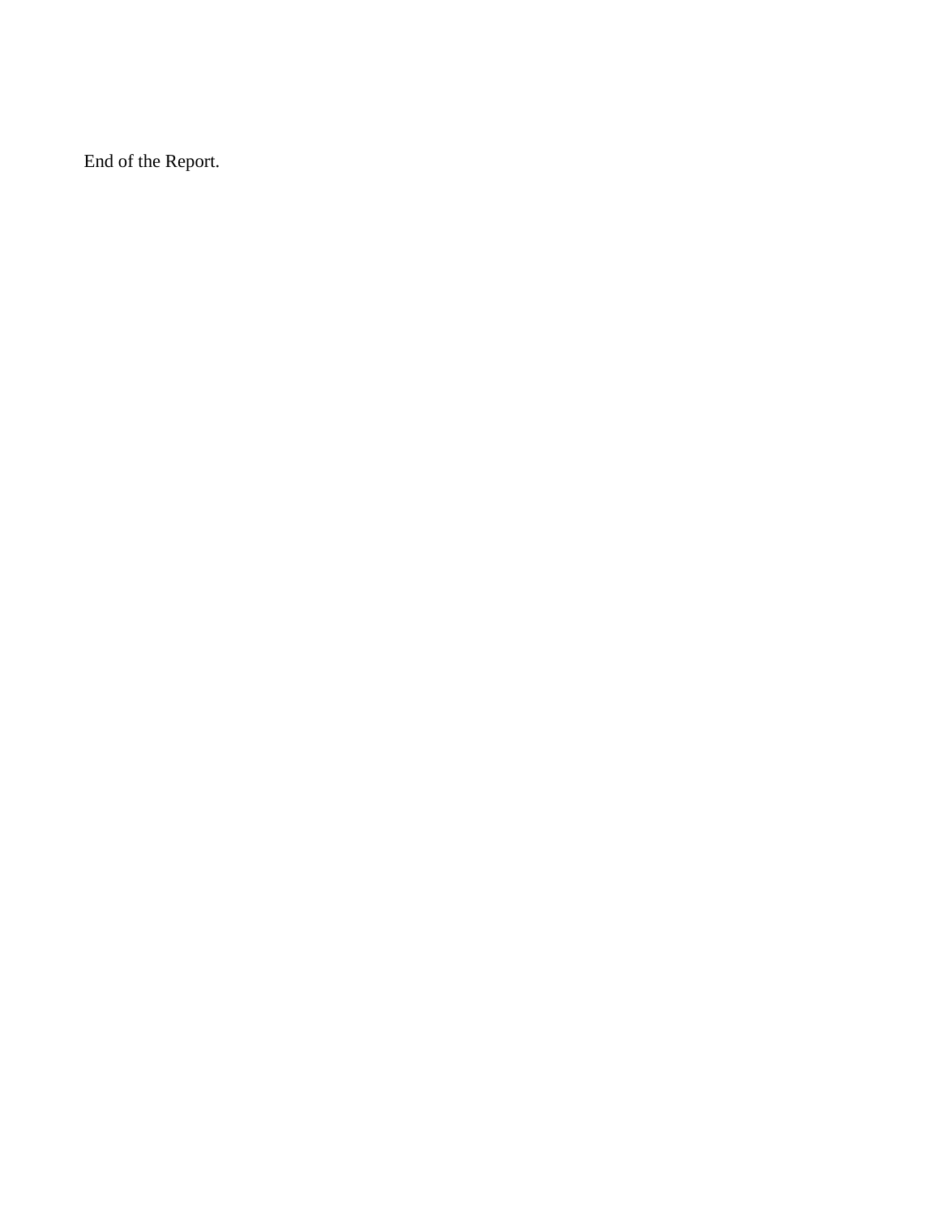End of the Report.